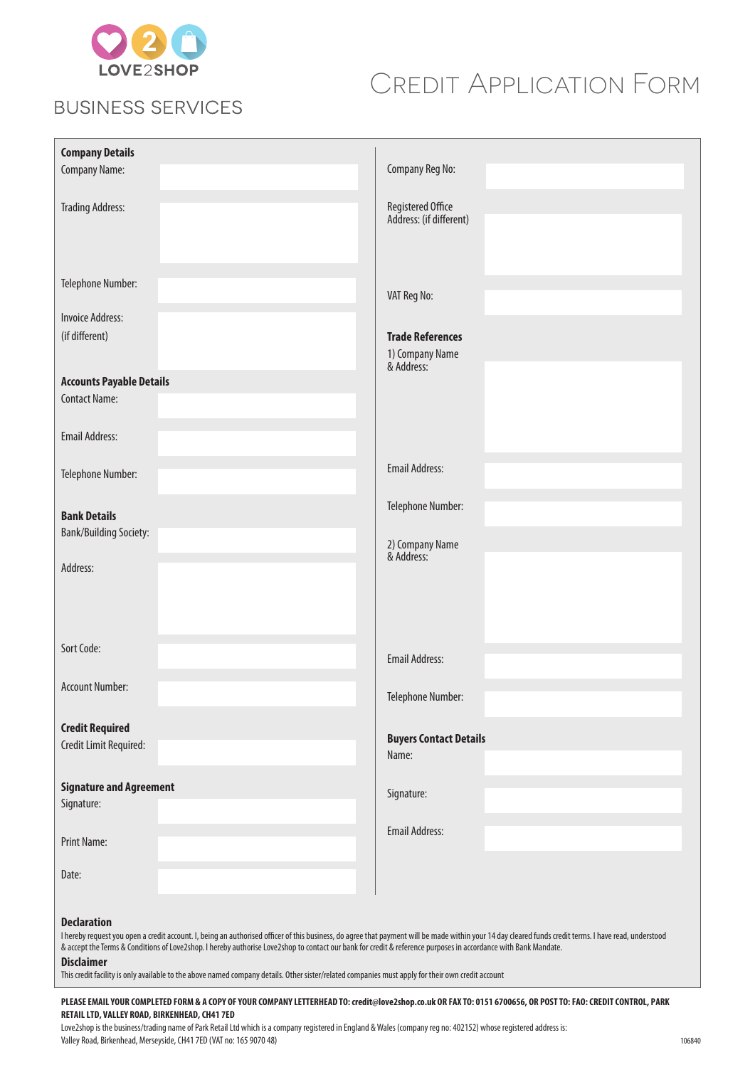LOVE2SHOP

BUSINESS SERVICES

# Credit Application Form

**Company Details**

Company Name:

Trading Address:

Telephone Number:

Invoice Address:
(if different)

**Accounts Payable Details**

Contact Name:

Email Address:

Telephone Number:

**Bank Details**

Bank/Building Society:

Address:

Sort Code:

Account Number:

**Credit Required**

Credit Limit Required:

**Signature and Agreement**

Signature:

Print Name:

Date:

Company Reg No:

Registered Office
Address: (if different)

VAT Reg No:

**Trade References**

1) Company Name
& Address:

Email Address:

Telephone Number:

2) Company Name
& Address:

Email Address:

Telephone Number:

**Buyers Contact Details**

Name:

Signature:

Email Address:

**Declaration**

I hereby request you open a credit account. I, being an authorised officer of this business, do agree that payment will be made within your 14 day cleared funds credit terms. I have read, understood & accept the Terms & Conditions of Love2shop. I hereby authorise Love2shop to contact our bank for credit & reference purposes in accordance with Bank Mandate.

**Disclaimer**

This credit facility is only available to the above named company details. Other sister/related companies must apply for their own credit account

**PLEASE EMAIL YOUR COMPLETED FORM & A COPY OF YOUR COMPANY LETTERHEAD TO: credit@love2shop.co.uk OR FAX TO: 0151 6700656, OR POST TO: FAO: CREDIT CONTROL, PARK RETAIL LTD, VALLEY ROAD, BIRKENHEAD, CH41 7ED**

Love2shop is the business/trading name of Park Retail Ltd which is a company registered in England & Wales (company reg no: 402152) whose registered address is: Valley Road, Birkenhead, Merseyside, CH41 7ED (VAT no: 165 9070 48)

106840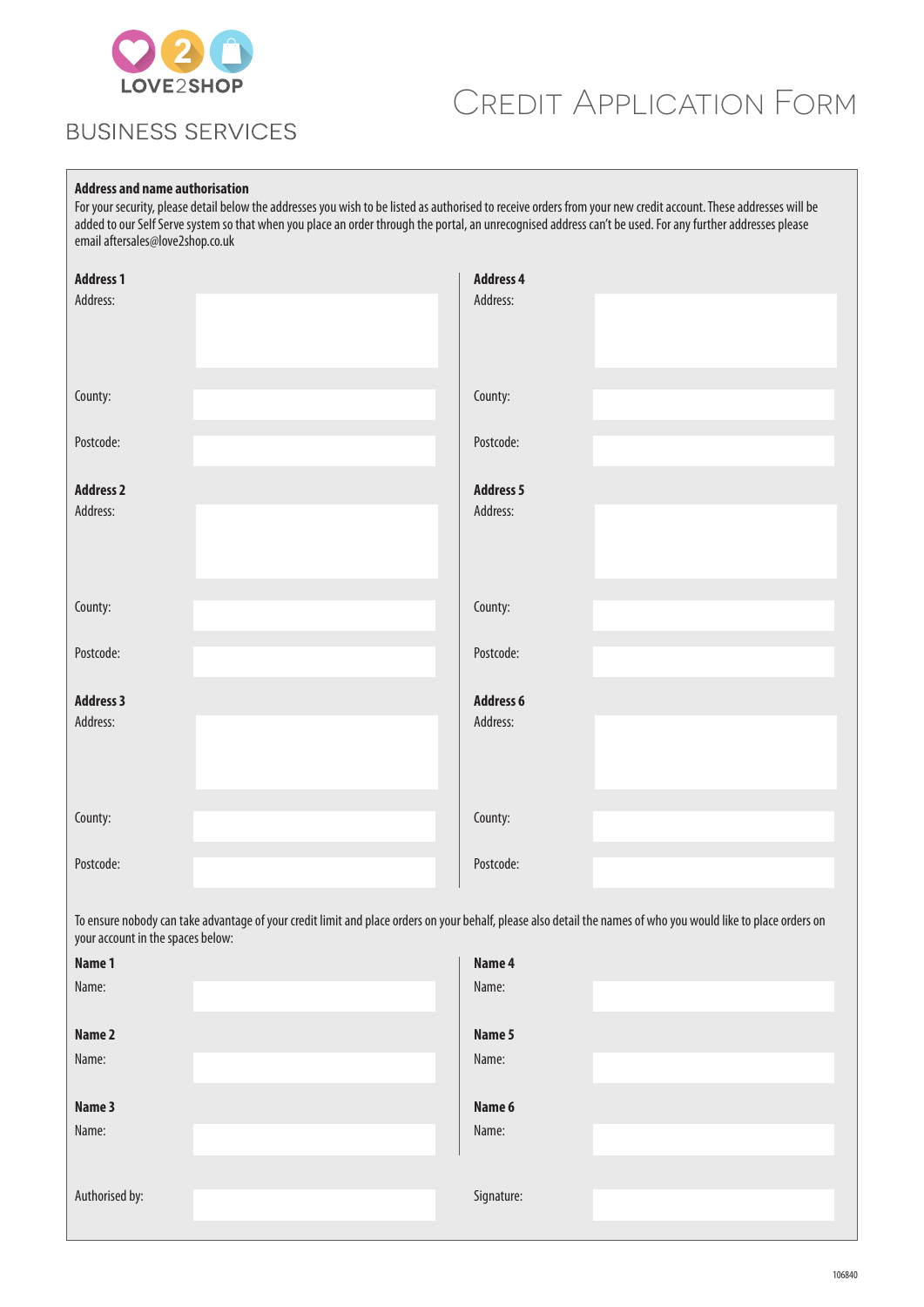LOVE2SHOP

BUSINESS SERVICES

# Credit Application Form

**Address and name authorisation**

For your security, please detail below the addresses you wish to be listed as authorised to receive orders from your new credit account. These addresses will be added to our Self Serve system so that when you place an order through the portal, an unrecognised address can't be used. For any further addresses please email aftersales@love2shop.co.uk

**Address 1**

Address:

County:

Postcode:

**Address 2**

Address:

County:

Postcode:

**Address 3**

Address:

County:

Postcode:

**Address 4**

Address:

County:

Postcode:

**Address 5**

Address:

County:

Postcode:

**Address 6**

Address:

County:

Postcode:

To ensure nobody can take advantage of your credit limit and place orders on your behalf, please also detail the names of who you would like to place orders on your account in the spaces below:

**Name 1**

Name:

**Name 2**

Name:

**Name 3**

Name:

**Name 4**

Name:

**Name 5**

Name:

**Name 6**

Name:

Authorised by:

Signature:

106840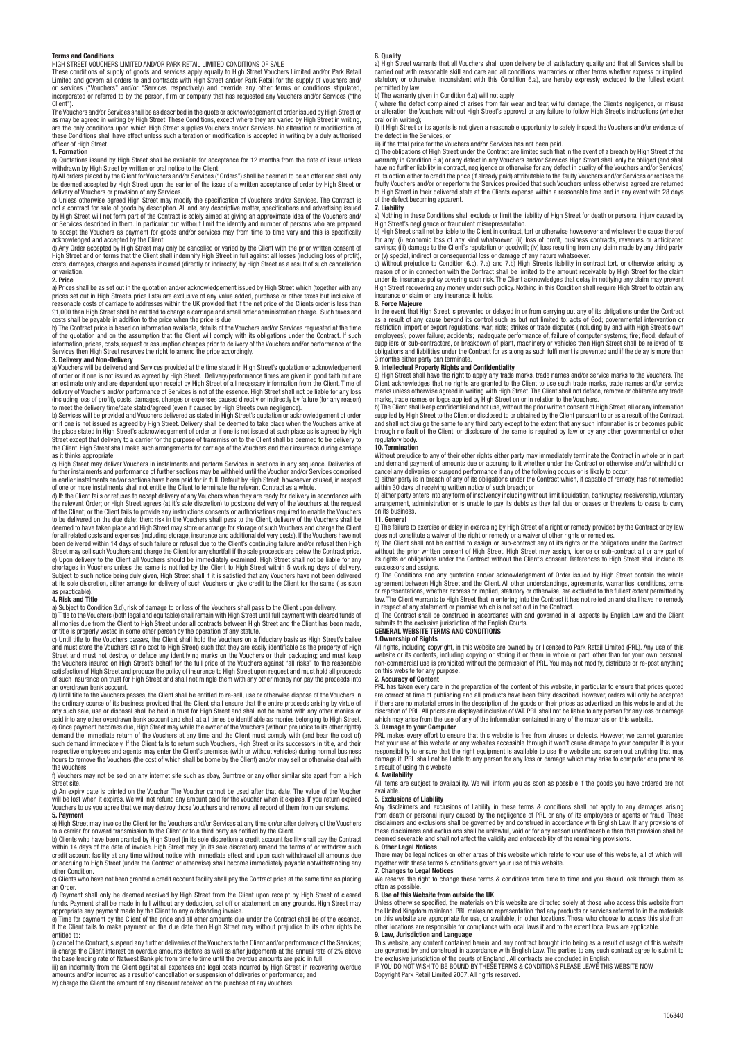**Terms and Conditions**

HIGH STREET VOUCHERS LIMITED AND/OR PARK RETAIL LIMITED CONDITIONS OF SALE

These conditions of supply of goods and services apply equally to High Street Vouchers Limited and/or Park Retail Limited and govern all orders to and contracts with High Street and/or Park Retail for the supply of vouchers and/or services ("Vouchers" and/or "Services respectively) and override any other terms or conditions stipulated, incorporated or referred to by the person, firm or company that has requested any Vouchers and/or Services ("the Client").

The Vouchers and/or Services shall be as described in the quote or acknowledgement of order issued by High Street or as may be agreed in writing by High Street. These Conditions, except where they are varied by High Street in writing, are the only conditions upon which High Street supplies Vouchers and/or Services. No alteration or modification of these Conditions shall have effect unless such alteration or modification is accepted in writing by a duly authorised officer of High Street.

**1. Formation**

a) Quotations issued by High Street shall be available for acceptance for 12 months from the date of issue unless withdrawn by High Street by written or oral notice to the Client.

b) All orders placed by the Client for Vouchers and/or Services ("Orders") shall be deemed to be an offer and shall only be deemed accepted by High Street upon the earlier of the issue of a written acceptance of order by High Street or delivery of Vouchers or provision of any Services.

c) Unless otherwise agreed High Street may modify the specification of Vouchers and/or Services. The Contract is not a contract for sale of goods by description. All and any descriptive matter, specifications and advertising issued by High Street will not form part of the Contract is solely aimed at giving an approximate idea of the Vouchers and/or Services described in them. In particular but without limit the identity and number of persons who are prepared to accept the Vouchers as payment for goods and/or services may from time to time vary and this is specifically acknowledged and accepted by the Client.

d) Any Order accepted by High Street may only be cancelled or varied by the Client with the prior written consent of High Street and on terms that the Client shall indemnify High Street in full against all losses (including loss of profit), costs, damages, charges and expenses incurred (directly or indirectly) by High Street as a result of such cancellation or variation.

**2. Price**

a) Prices shall be as set out in the quotation and/or acknowledgement issued by High Street which (together with any prices set out in High Street's price lists) are exclusive of any value added, purchase or other taxes but inclusive of reasonable costs of carriage to addresses within the UK provided that if the net price of the Clients order is less than £1,000 then High Street shall be entitled to charge a carriage and small order administration charge. Such taxes and costs shall be payable in addition to the price when the price is due.

b) The Contract price is based on information available, details of the Vouchers and/or Services requested at the time of the quotation and on the assumption that the Client will comply with its obligations under the Contract. If such information, prices, costs, request or assumption changes prior to delivery of the Vouchers and/or performance of the Services then High Street reserves the right to amend the price accordingly.

**3. Delivery and Non-Delivery**

a) Vouchers will be delivered and Services provided at the time stated in High Street's quotation or acknowledgement of order or if one is not issued as agreed by High Street. Delivery/performance times are given in good faith but are an estimate only and are dependent upon receipt by High Street of all necessary information from the Client. Time of delivery of Vouchers and/or performance of Services is not of the essence. High Street shall not be liable for any loss (including loss of profit), costs, damages, charges or expenses caused directly or indirectly by failure (for any reason) to meet the delivery time/date stated/agreed (even if caused by High Streets own negligence).

b) Services will be provided and Vouchers delivered as stated in High Street's quotation or acknowledgement of order or if one is not issued as agreed by High Street. Delivery shall be deemed to take place when the Vouchers arrive at the place stated in High Street's acknowledgement of order or if one is not issued at such place as is agreed by High Street except that delivery to a carrier for the purpose of transmission to the Client shall be deemed to be delivery to the Client. High Street shall make such arrangements for carriage of the Vouchers and their insurance during carriage as it thinks appropriate.

c) High Street may deliver Vouchers in instalments and perform Services in sections in any sequence. Deliveries of further instalments and performance of further sections may be withheld until the Voucher and/or Services comprised in earlier instalments and/or sections have been paid for in full. Default by High Street, howsoever caused, in respect of one or more instalments shall not entitle the Client to terminate the relevant Contract as a whole.

d) If: the Client fails or refuses to accept delivery of any Vouchers when they are ready for delivery in accordance with the relevant Order; or High Street agrees (at it's sole discretion) to postpone delivery of the Vouchers at the request of the Client; or the Client fails to provide any instructions consents or authorisations required to enable the Vouchers to be delivered on the due date; then: risk in the Vouchers shall pass to the Client, delivery of the Vouchers shall be deemed to have taken place and High Street may store or arrange for storage of such Vouchers and charge the Client for all related costs and expenses (including storage, insurance and additional delivery costs). If the Vouchers have not been delivered within 14 days of such failure or refusal due to the Client's continuing failure and/or refusal then High Street may sell such Vouchers and charge the Client for any shortfall if the sale proceeds are below the Contract price.

e) Upon delivery to the Client all Vouchers should be immediately examined. High Street shall not be liable for any shortages in Vouchers unless the same is notified by the Client to High Street within 5 working days of delivery. Subject to such notice being duly given, High Street shall if it is satisfied that any Vouchers have not been delivered at its sole discretion, either arrange for delivery of such Vouchers or give credit to the Client for the same ( as soon as practicable).

**4. Risk and Title**

a) Subject to Condition 3.d), risk of damage to or loss of the Vouchers shall pass to the Client upon delivery.

b) Title to the Vouchers (both legal and equitable) shall remain with High Street until full payment with cleared funds of all monies due from the Client to High Street under all contracts between High Street and the Client has been made, or title is properly vested in some other person by the operation of any statute.

c) Until title to the Vouchers passes, the Client shall hold the Vouchers on a fiduciary basis as High Street's bailee and must store the Vouchers (at no cost to High Street) such that they are easily identifiable as the property of High Street and must not destroy or deface any identifying marks on the Vouchers or their packaging; and must keep the Vouchers insured on High Street's behalf for the full price of the Vouchers against "all risks" to the reasonable satisfaction of High Street and produce the policy of insurance to High Street upon request and must hold all proceeds of such insurance on trust for High Street and shall not mingle them with any other money nor pay the proceeds into an overdrawn bank account.

d) Until title to the Vouchers passes, the Client shall be entitled to re-sell, use or otherwise dispose of the Vouchers in the ordinary course of its business provided that the Client shall ensure that the entire proceeds arising by virtue of any such sale, use or disposal shall be held in trust for High Street and shall not be mixed with any other monies or paid into any other overdrawn bank account and shall at all times be identifiable as monies belonging to High Street.

e) Once payment becomes due, High Street may while the owner of the Vouchers (without prejudice to its other rights) demand the immediate return of the Vouchers at any time and the Client must comply with (and bear the cost of) such demand immediately. If the Client fails to return such Vouchers, High Street or its successors in title, and their respective employees and agents, may enter the Client's premises (with or without vehicles) during normal business hours to remove the Vouchers (the cost of which shall be borne by the Client) and/or may sell or otherwise deal with the Vouchers.

f) Vouchers may not be sold on any internet site such as ebay, Gumtree or any other similar site apart from a High Street site.

g) An expiry date is printed on the Voucher. The Voucher cannot be used after that date. The value of the Voucher will be lost when it expires. We will not refund any amount paid for the Voucher when it expires. If you return expired Vouchers to us you agree that we may destroy those Vouchers and remove all record of them from our systems.

**5. Payment**

a) High Street may invoice the Client for the Vouchers and/or Services at any time on/or after delivery of the Vouchers to a carrier for onward transmission to the Client or to a third party as notified by the Client.

b) Clients who have been granted by High Street (in its sole discretion) a credit account facility shall pay the Contract within 14 days of the date of invoice. High Street may (in its sole discretion) amend the terms of or withdraw such credit account facility at any time without notice with immediate effect and upon such withdrawal all monies due or accruing to High Street (under the Contract or otherwise) shall become immediately payable notwithstanding any other Condition.

c) Clients who have not been granted a credit account facility shall pay the Contract price at the same time as placing an Order.

d) Payment shall only be deemed received by High Street from the Client upon receipt by High Street of cleared funds. Payment shall be made in full without any deduction, set off or abatement on any grounds. High Street may appropriate any payment made by the Client to any outstanding invoice.

e) Time for payment by the Client of the price and all other amounts due under the Contract shall be of the essence. If the Client fails to make payment on the due date then High Street may without prejudice to its other rights be entitled to:

i) cancel the Contract, suspend any further deliveries of the Vouchers to the Client and/or performance of the Services;

ii) charge the Client interest on overdue amounts (before as well as after judgement) at the annual rate of 2% above the base lending rate of Natwest Bank plc from time to time until the overdue amounts are paid in full;

iii) an indemnity from the Client against all expenses and legal costs incurred by High Street in recovering overdue amounts and/or incurred as a result of cancellation or suspension of deliveries or performance; and

iv) charge the Client the amount of any discount received on the purchase of any Vouchers.

**6. Quality**

a) High Street warrants that all Vouchers shall upon delivery be of satisfactory quality and that all Services shall be carried out with reasonable skill and care and all conditions, warranties or other terms whether express or implied, statutory or otherwise, inconsistent with this Condition 6.a), are hereby expressly excluded to the fullest extent permitted by law.

b) The warranty given in Condition 6.a) will not apply:

i) where the defect complained of arises from fair wear and tear, wilful damage, the Client's negligence, or misuse or alteration the Vouchers without High Street's approval or any failure to follow High Street's instructions (whether oral or in writing);

ii) if High Street or its agents is not given a reasonable opportunity to safely inspect the Vouchers and/or evidence of the defect in the Services; or

iii) if the total price for the Vouchers and/or Services has not been paid.

c) The obligations of High Street under the Contract are limited such that in the event of a breach by High Street of the warranty in Condition 6.a) or any defect in any Vouchers and/or Services High Street shall only be obliged (and shall have no further liability in contract, negligence or otherwise for any defect in quality of the Vouchers and/or Services) at its option either to credit the price (if already paid) attributable to the faulty Vouchers and/or Services or replace the faulty Vouchers and/or or reperform the Services provided that such Vouchers unless otherwise agreed are returned to High Street in their delivered state at the Clients expense within a reasonable time and in any event with 28 days of the defect becoming apparent.

**7. Liability**

a) Nothing in these Conditions shall exclude or limit the liability of High Street for death or personal injury caused by High Street's negligence or fraudulent misrepresentation.

b) High Street shall not be liable to the Client in contract, tort or otherwise howsoever and whatever the cause thereof for any: (i) economic loss of any kind whatsoever; (ii) loss of profit, business contracts, revenues or anticipated savings; (iii) damage to the Client's reputation or goodwill; (iv) loss resulting from any claim made by any third party, or (v) special, indirect or consequential loss or damage of any nature whatsoever.

c) Without prejudice to Condition 6.c), 7.a) and 7.b) High Street's liability in contract tort, or otherwise arising by reason of or in connection with the Contract shall be limited to the amount receivable by High Street for the claim under its insurance policy covering such risk. The Client acknowledges that delay in notifying any claim may prevent High Street recovering any money under such policy. Nothing in this Condition shall require High Street to obtain any insurance or claim on any insurance it holds.

**8. Force Majeure**

In the event that High Street is prevented or delayed in or from carrying out any of its obligations under the Contract as a result of any cause beyond its control such as but not limited to: acts of God; governmental intervention or restriction, import or export regulations; war; riots; strikes or trade disputes (including by and with High Street's own employees); power failure; accidents; inadequate performance of, failure of computer systems; fire; flood; default of suppliers or sub-contractors, or breakdown of plant, machinery or vehicles then High Street shall be relieved of its obligations and liabilities under the Contract for as long as such fulfilment is prevented and if the delay is more than 3 months either party can terminate.

**9. Intellectual Property Rights and Confidentiality**

a) High Street shall have the right to apply any trade marks, trade names and/or service marks to the Vouchers. The Client acknowledges that no rights are granted to the Client to use such trade marks, trade names and/or service marks unless otherwise agreed in writing with High Street. The Client shall not deface, remove or obliterate any trade marks, trade names or logos applied by High Street on or in relation to the Vouchers.

b) The Client shall keep confidential and not use, without the prior written consent of High Street, all or any information supplied by High Street to the Client or disclosed to or obtained by the Client pursuant to or as a result of the Contract, and shall not divulge the same to any third party except to the extent that any such information is or becomes public through no fault of the Client, or disclosure of the same is required by law or by any other governmental or other regulatory body.

**10. Termination**

Without prejudice to any of their other rights either party may immediately terminate the Contract in whole or in part and demand payment of amounts due or accruing to it whether under the Contract or otherwise and/or withhold or cancel any deliveries or suspend performance if any of the following occurs or is likely to occur:

a) either party is in breach of any of its obligations under the Contract which, if capable of remedy, has not remedied within 30 days of receiving written notice of such breach; or

b) either party enters into any form of insolvency including without limit liquidation, bankruptcy, receivership, voluntary arrangement, administration or is unable to pay its debts as they fall due or ceases or threatens to cease to carry on its business.

**11. General**

a) The failure to exercise or delay in exercising by High Street of a right or remedy provided by the Contract or by law does not constitute a waiver of the right or remedy or a waiver of other rights or remedies.

b) The Client shall not be entitled to assign or sub-contract any of its rights or the obligations under the Contract, without the prior written consent of High Street. High Street may assign, licence or sub-contract all or any part of its rights or obligations under the Contract without the Client's consent. References to High Street shall include its successors and assigns.

c) The Conditions and any quotation and/or acknowledgement of Order issued by High Street contain the whole agreement between High Street and the Client. All other understandings, agreements, warranties, conditions, terms or representations, whether express or implied, statutory or otherwise, are excluded to the fullest extent permitted by law. The Client warrants to High Street that in entering into the Contract it has not relied on and shall have no remedy in respect of any statement or promise which is not set out in the Contract.

d) The Contract shall be construed in accordance with and governed in all aspects by English Law and the Client submits to the exclusive jurisdiction of the English Courts.

**GENERAL WEBSITE TERMS AND CONDITIONS**

**1.Ownership of Rights**

All rights, including copyright, in this website are owned by or licensed to Park Retail Limited (PRL). Any use of this website or its contents, including copying or storing it or them in whole or part, other than for your own personal, non-commercial use is prohibited without the permission of PRL. You may not modify, distribute or re-post anything on this website for any purpose.

**2. Accuracy of Content**

PRL has taken every care in the preparation of the content of this website, in particular to ensure that prices quoted are correct at time of publishing and all products have been fairly described. However, orders will only be accepted if there are no material errors in the description of the goods or their prices as advertised on this website and at the discretion of PRL. All prices are displayed inclusive of VAT. PRL shall not be liable to any person for any loss or damage which may arise from the use of any of the information contained in any of the materials on this website.

**3. Damage to your Computer**

PRL makes every effort to ensure that this website is free from viruses or defects. However, we cannot guarantee that your use of this website or any websites accessible through it won't cause damage to your computer. It is your responsibility to ensure that the right equipment is available to use the website and screen out anything that may damage it. PRL shall not be liable to any person for any loss or damage which may arise to computer equipment as a result of using this website.

**4. Availability**

All items are subject to availability. We will inform you as soon as possible if the goods you have ordered are not available.

**5. Exclusions of Liability**

Any disclaimers and exclusions of liability in these terms & conditions shall not apply to any damages arising from death or personal injury caused by the negligence of PRL or any of its employees or agents or fraud. These disclaimers and exclusions shall be governed by and construed in accordance with English Law. If any provisions of these disclaimers and exclusions shall be unlawful, void or for any reason unenforceable then that provision shall be deemed severable and shall not affect the validity and enforceability of the remaining provisions.

**6. Other Legal Notices**

There may be legal notices on other areas of this website which relate to your use of this website, all of which will, together with these terms & conditions govern your use of this website.

**7. Changes to Legal Notices**

We reserve the right to change these terms & conditions from time to time and you should look through them as often as possible.

**8. Use of this Website from outside the UK**

Unless otherwise specified, the materials on this website are directed solely at those who access this website from the United Kingdom mainland. PRL makes no representation that any products or services referred to in the materials on this website are appropriate for use, or available, in other locations. Those who choose to access this site from other locations are responsible for compliance with local laws if and to the extent local laws are applicable.

**9. Law, Jurisdiction and Language**

This website, any content contained herein and any contract brought into being as a result of usage of this website are governed by and construed in accordance with English Law. The parties to any such contract agree to submit to the exclusive jurisdiction of the courts of England . All contracts are concluded in English.

IF YOU DO NOT WISH TO BE BOUND BY THESE TERMS & CONDITIONS PLEASE LEAVE THIS WEBSITE NOW

Copyright Park Retail Limited 2007. All rights reserved.

106840